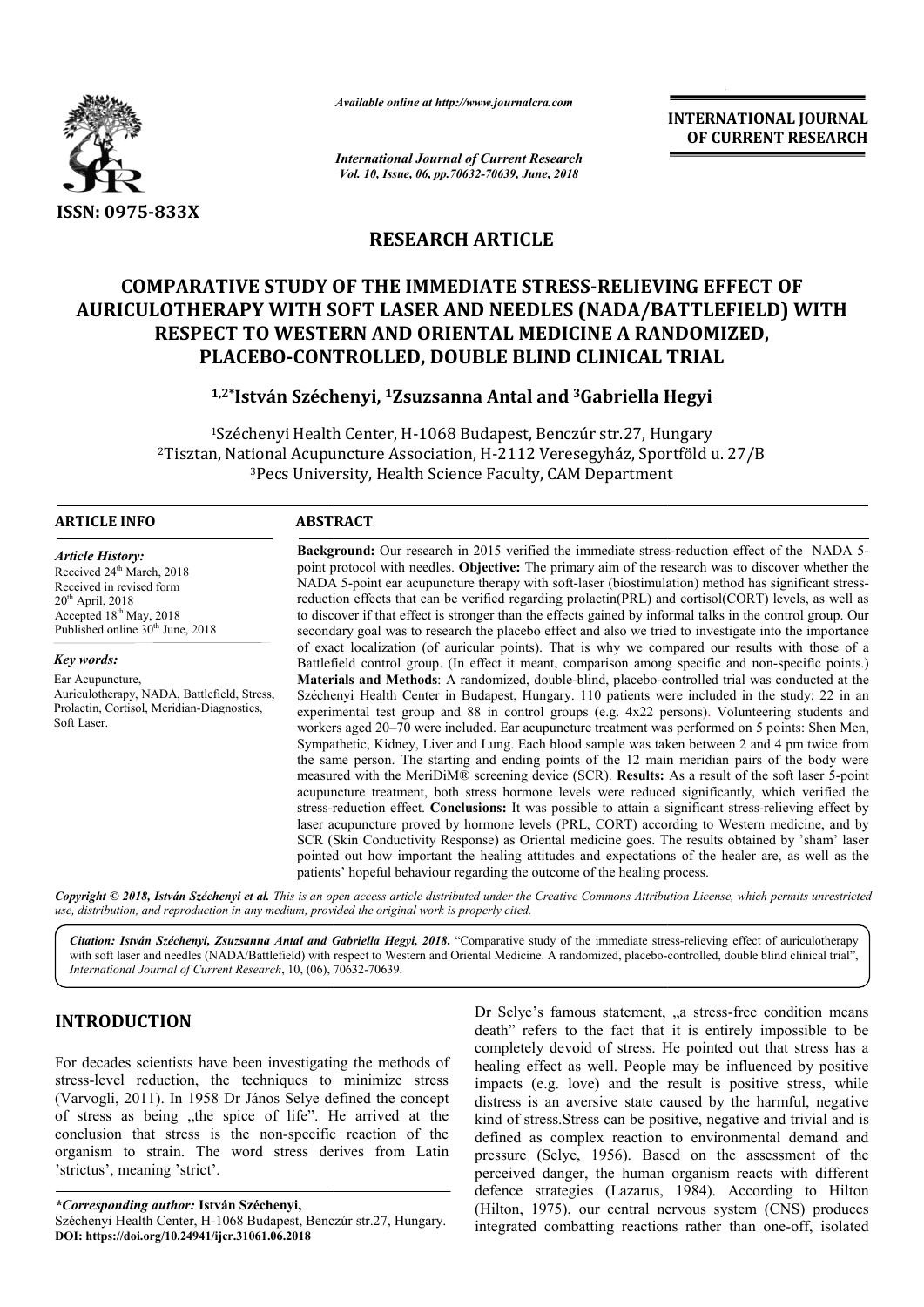*Available online at http://www.journalcra.com*

*International Journal of Current Research*

**ISSN: 0975-833X**

**INTERNATIONAL JOURNAL OF CURRENT RESEARCH**

## RESEARCH ARTICLE

# COMPARATIVE STUDY OF THE IMMEDIATE STRESS-RELIEVING EFFECT OF AURICULOTHERAPY WITH SOFT LASER AND NEEDLES (NADA/BATTLEFIELD) WITH RESPECT TO WESTERN AND ORIENTAL MEDICINE A RANDOMIZED, PLACEBO-CONTROLLED, DOUBLE BLIND CLINICAL TRIAL

**[1,2]*István Széchenyi, [1]Zsuzsanna Antal and [3]Gabriella Hegyi**

[1]Széchenyi Health Center, H-1068 Budapest, Benczúr str.27, Hungary
[2]Tisztan, National Acupuncture Association, H-2112 Veresegyház, Sportföld u. 27/B
[3]Pecs University, Health Science Faculty, CAM Department

### ARTICLE INFO

*Article History:*
Received 24th March, 2018
Received in revised form 20th April, 2018
Accepted 18th May, 2018
Published online 30th June, 2018

*Key words:*
Ear Acupuncture, Auriculotherapy, NADA, Battlefield, Stress, Prolactin, Cortisol, Meridian-Diagnostics, Soft Laser.

### ABSTRACT

**Background:** Our research in 2015 verified the immediate stress-reduction effect of the NADA 5-point protocol with needles. **Objective:** The primary aim of the research was to discover whether the NADA 5-point ear acupuncture therapy with soft-laser (biostimulation) method has significant stress-reduction effects that can be verified regarding prolactin(PRL) and cortisol(CORT) levels, as well as to discover if that effect is stronger than the effects gained by informal talks in the control group. Our secondary goal was to research the placebo effect and also we tried to investigate into the importance of exact localization (of auricular points). That is why we compared our results with those of a Battlefield control group. (In effect it meant, comparison among specific and non-specific points.) **Materials and Methods**: A randomized, double-blind, placebo-controlled trial was conducted at the Széchenyi Health Center in Budapest, Hungary. 110 patients were included in the study: 22 in an experimental test group and 88 in control groups (e.g. 4x22 persons). Volunteering students and workers aged 20–70 were included. Ear acupuncture treatment was performed on 5 points: Shen Men, Sympathetic, Kidney, Liver and Lung. Each blood sample was taken between 2 and 4 pm twice from the same person. The starting and ending points of the 12 main meridian pairs of the body were measured with the MeriDiM® screening device (SCR). **Results:** As a result of the soft laser 5-point acupuncture treatment, both stress hormone levels were reduced significantly, which verified the stress-reduction effect. **Conclusions:** It was possible to attain a significant stress-relieving effect by laser acupuncture proved by hormone levels (PRL, CORT) according to Western medicine, and by SCR (Skin Conductivity Response) as Oriental medicine goes. The results obtained by 'sham' laser pointed out how important the healing attitudes and expectations of the healer are, as well as the patients' hopeful behaviour regarding the outcome of the healing process.

***Copyright © 2018, István Széchenyi et al.** This is an open access article distributed under the Creative Commons Attribution License, which permits unrestricted use, distribution, and reproduction in any medium, provided the original work is properly cited.*

***Citation: István Széchenyi, Zsuzsanna Antal and Gabriella Hegyi, 2018.*** "Comparative study of the immediate stress-relieving effect of auriculotherapy with soft laser and needles (NADA/Battlefield) with respect to Western and Oriental Medicine. A randomized, placebo-controlled, double blind clinical trial", *International Journal of Current Research*, 10, (06), 70632-70639.

## INTRODUCTION

For decades scientists have been investigating the methods of stress-level reduction, the techniques to minimize stress (Varvogli, 2011). In 1958 Dr János Selye defined the concept of stress as being „the spice of life". He arrived at the conclusion that stress is the non-specific reaction of the organism to strain. The word stress derives from Latin 'strictus', meaning 'strict'.

Dr Selye's famous statement, „a stress-free condition means death" refers to the fact that it is entirely impossible to be completely devoid of stress. He pointed out that stress has a healing effect as well. People may be influenced by positive impacts (e.g. love) and the result is positive stress, while distress is an aversive state caused by the harmful, negative kind of stress.Stress can be positive, negative and trivial and is defined as complex reaction to environmental demand and pressure (Selye, 1956). Based on the assessment of the perceived danger, the human organism reacts with different defence strategies (Lazarus, 1984). According to Hilton (Hilton, 1975), our central nervous system (CNS) produces integrated combatting reactions rather than one-off, isolated

---

**\*Corresponding author: István Széchenyi,**
Széchenyi Health Center, H-1068 Budapest, Benczúr str.27, Hungary.
**DOI: https://doi.org/10.24941/ijcr.31061.06.2018**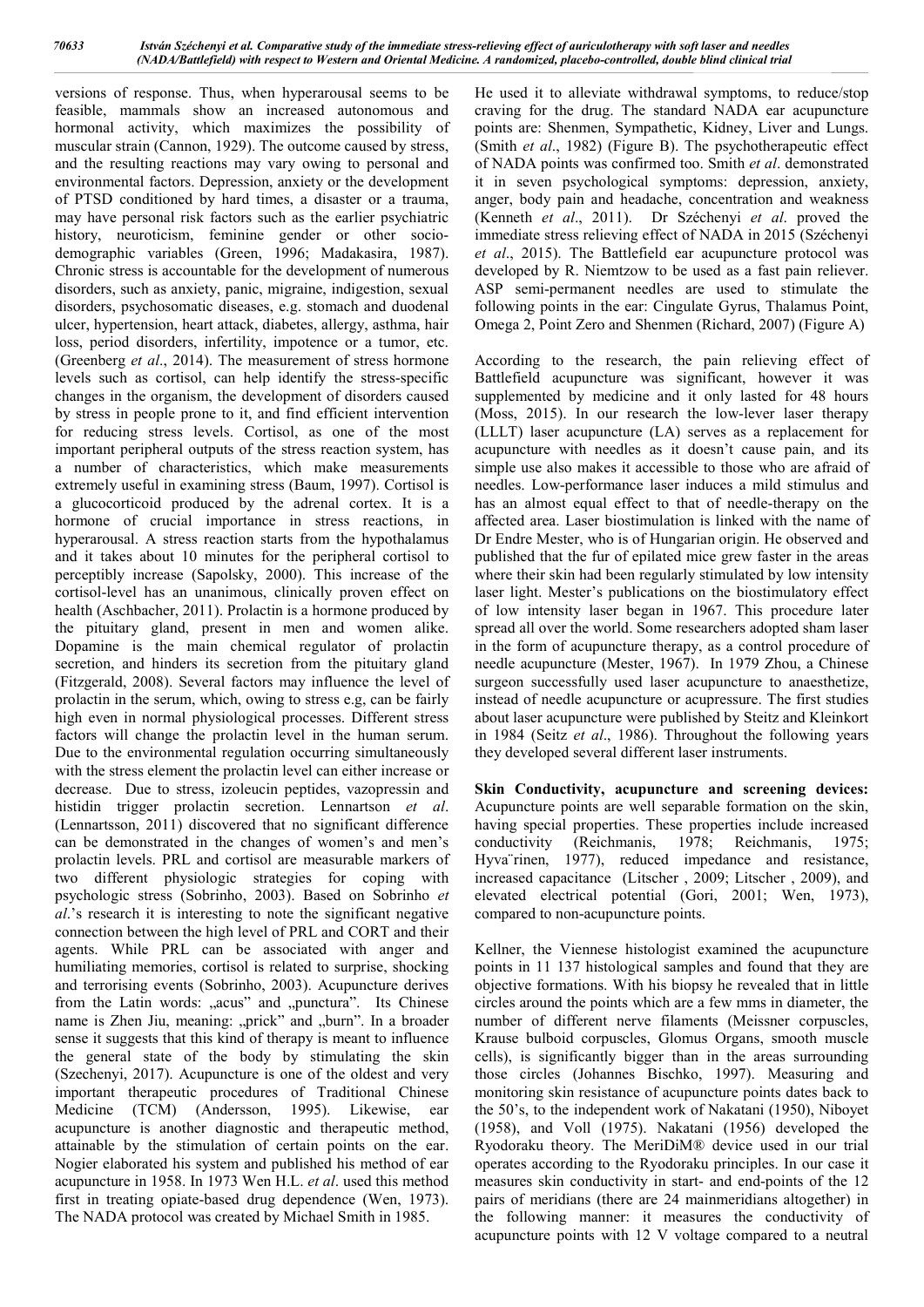versions of response. Thus, when hyperarousal seems to be feasible, mammals show an increased autonomous and hormonal activity, which maximizes the possibility of muscular strain (Cannon, 1929). The outcome caused by stress, and the resulting reactions may vary owing to personal and environmental factors. Depression, anxiety or the development of PTSD conditioned by hard times, a disaster or a trauma, may have personal risk factors such as the earlier psychiatric history, neuroticism, feminine gender or other socio-demographic variables (Green, 1996; Madakasira, 1987). Chronic stress is accountable for the development of numerous disorders, such as anxiety, panic, migraine, indigestion, sexual disorders, psychosomatic diseases, e.g. stomach and duodenal ulcer, hypertension, heart attack, diabetes, allergy, asthma, hair loss, period disorders, infertility, impotence or a tumor, etc. (Greenberg *et al*., 2014). The measurement of stress hormone levels such as cortisol, can help identify the stress-specific changes in the organism, the development of disorders caused by stress in people prone to it, and find efficient intervention for reducing stress levels. Cortisol, as one of the most important peripheral outputs of the stress reaction system, has a number of characteristics, which make measurements extremely useful in examining stress (Baum, 1997). Cortisol is a glucocorticoid produced by the adrenal cortex. It is a hormone of crucial importance in stress reactions, in hyperarousal. A stress reaction starts from the hypothalamus and it takes about 10 minutes for the peripheral cortisol to perceptibly increase (Sapolsky, 2000). This increase of the cortisol-level has an unanimous, clinically proven effect on health (Aschbacher, 2011). Prolactin is a hormone produced by the pituitary gland, present in men and women alike. Dopamine is the main chemical regulator of prolactin secretion, and hinders its secretion from the pituitary gland (Fitzgerald, 2008). Several factors may influence the level of prolactin in the serum, which, owing to stress e.g, can be fairly high even in normal physiological processes. Different stress factors will change the prolactin level in the human serum. Due to the environmental regulation occurring simultaneously with the stress element the prolactin level can either increase or decrease. Due to stress, izoleucin peptides, vazopressin and histidin trigger prolactin secretion. Lennartson *et al*. (Lennartsson, 2011) discovered that no significant difference can be demonstrated in the changes of women's and men's prolactin levels. PRL and cortisol are measurable markers of two different physiologic strategies for coping with psychologic stress (Sobrinho, 2003). Based on Sobrinho *et al*.'s research it is interesting to note the significant negative connection between the high level of PRL and CORT and their agents. While PRL can be associated with anger and humiliating memories, cortisol is related to surprise, shocking and terrorising events (Sobrinho, 2003). Acupuncture derives from the Latin words: „acus" and „punctura". Its Chinese name is Zhen Jiu, meaning: „prick" and „burn". In a broader sense it suggests that this kind of therapy is meant to influence the general state of the body by stimulating the skin (Szechenyi, 2017). Acupuncture is one of the oldest and very important therapeutic procedures of Traditional Chinese Medicine (TCM) (Andersson, 1995). Likewise, ear acupuncture is another diagnostic and therapeutic method, attainable by the stimulation of certain points on the ear. Nogier elaborated his system and published his method of ear acupuncture in 1958. In 1973 Wen H.L. *et al*. used this method first in treating opiate-based drug dependence (Wen, 1973). The NADA protocol was created by Michael Smith in 1985. He used it to alleviate withdrawal symptoms, to reduce/stop craving for the drug. The standard NADA ear acupuncture points are: Shenmen, Sympathetic, Kidney, Liver and Lungs. (Smith *et al*., 1982) (Figure B). The psychotherapeutic effect of NADA points was confirmed too. Smith *et al*. demonstrated it in seven psychological symptoms: depression, anxiety, anger, body pain and headache, concentration and weakness (Kenneth *et al*., 2011). Dr Széchenyi *et al*. proved the immediate stress relieving effect of NADA in 2015 (Széchenyi *et al*., 2015). The Battlefield ear acupuncture protocol was developed by R. Niemtzow to be used as a fast pain reliever. ASP semi-permanent needles are used to stimulate the following points in the ear: Cingulate Gyrus, Thalamus Point, Omega 2, Point Zero and Shenmen (Richard, 2007) (Figure A)

According to the research, the pain relieving effect of Battlefield acupuncture was significant, however it was supplemented by medicine and it only lasted for 48 hours (Moss, 2015). In our research the low-lever laser therapy (LLLT) laser acupuncture (LA) serves as a replacement for acupuncture with needles as it doesn't cause pain, and its simple use also makes it accessible to those who are afraid of needles. Low-performance laser induces a mild stimulus and has an almost equal effect to that of needle-therapy on the affected area. Laser biostimulation is linked with the name of Dr Endre Mester, who is of Hungarian origin. He observed and published that the fur of epilated mice grew faster in the areas where their skin had been regularly stimulated by low intensity laser light. Mester's publications on the biostimulatory effect of low intensity laser began in 1967. This procedure later spread all over the world. Some researchers adopted sham laser in the form of acupuncture therapy, as a control procedure of needle acupuncture (Mester, 1967). In 1979 Zhou, a Chinese surgeon successfully used laser acupuncture to anaesthetize, instead of needle acupuncture or acupressure. The first studies about laser acupuncture were published by Steitz and Kleinkort in 1984 (Seitz *et al*., 1986). Throughout the following years they developed several different laser instruments.

**Skin Conductivity, acupuncture and screening devices:** Acupuncture points are well separable formation on the skin, having special properties. These properties include increased conductivity (Reichmanis, 1978; Reichmanis, 1975; Hyva¨rinen, 1977), reduced impedance and resistance, increased capacitance (Litscher , 2009; Litscher , 2009), and elevated electrical potential (Gori, 2001; Wen, 1973), compared to non-acupuncture points.

Kellner, the Viennese histologist examined the acupuncture points in 11 137 histological samples and found that they are objective formations. With his biopsy he revealed that in little circles around the points which are a few mms in diameter, the number of different nerve filaments (Meissner corpuscles, Krause bulboid corpuscles, Glomus Organs, smooth muscle cells), is significantly bigger than in the areas surrounding those circles (Johannes Bischko, 1997). Measuring and monitoring skin resistance of acupuncture points dates back to the 50's, to the independent work of Nakatani (1950), Niboyet (1958), and Voll (1975). Nakatani (1956) developed the Ryodoraku theory. The MeriDiM® device used in our trial operates according to the Ryodoraku principles. In our case it measures skin conductivity in start- and end-points of the 12 pairs of meridians (there are 24 mainmeridians altogether) in the following manner: it measures the conductivity of acupuncture points with 12 V voltage compared to a neutral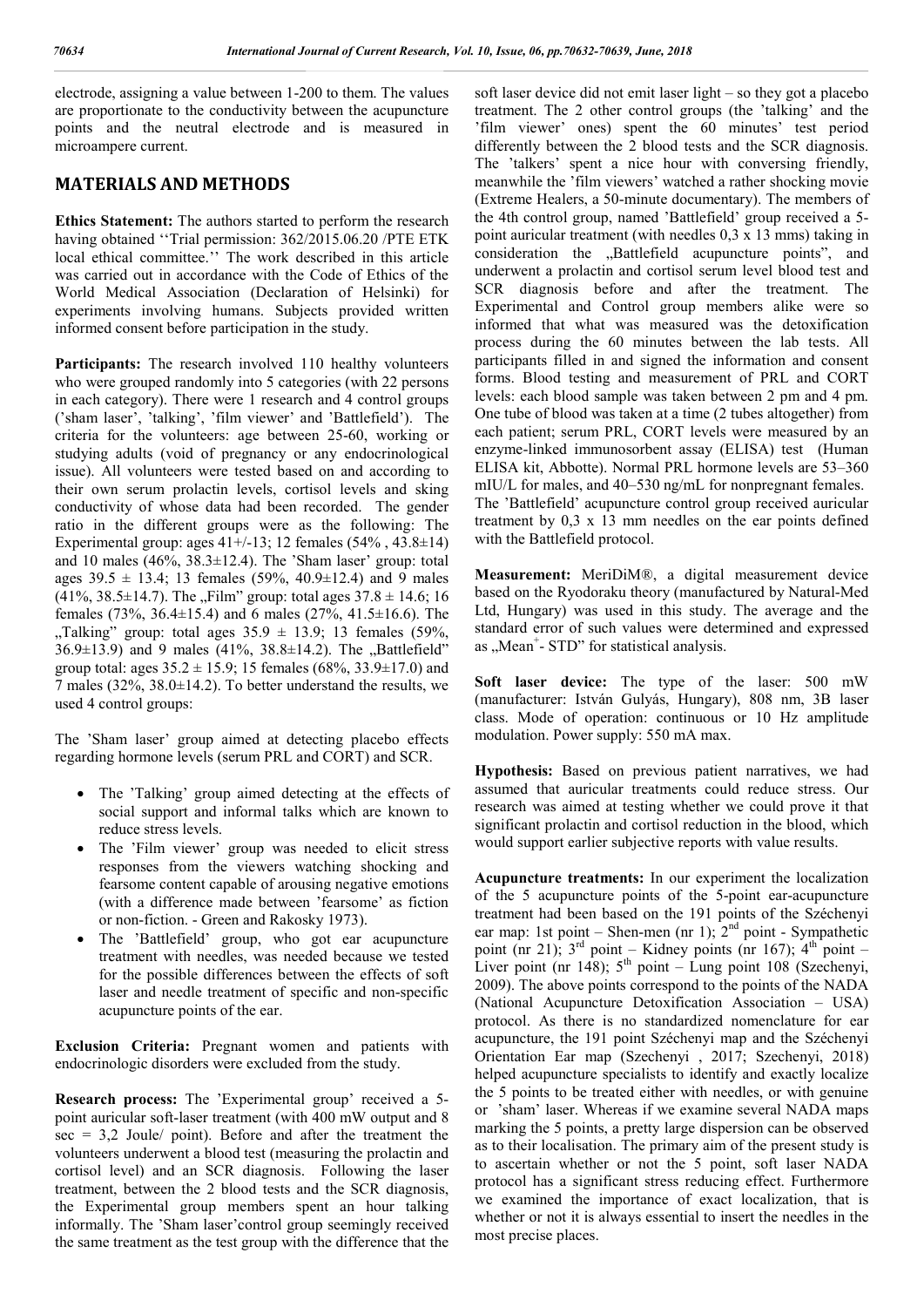electrode, assigning a value between 1-200 to them. The values are proportionate to the conductivity between the acupuncture points and the neutral electrode and is measured in microampere current.

## MATERIALS AND METHODS

**Ethics Statement:** The authors started to perform the research having obtained ''Trial permission: 362/2015.06.20 /PTE ETK local ethical committee.'' The work described in this article was carried out in accordance with the Code of Ethics of the World Medical Association (Declaration of Helsinki) for experiments involving humans. Subjects provided written informed consent before participation in the study.

**Participants:** The research involved 110 healthy volunteers who were grouped randomly into 5 categories (with 22 persons in each category). There were 1 research and 4 control groups ('sham laser', 'talking', 'film viewer' and 'Battlefield'). The criteria for the volunteers: age between 25-60, working or studying adults (void of pregnancy or any endocrinological issue). All volunteers were tested based on and according to their own serum prolactin levels, cortisol levels and sking conductivity of whose data had been recorded. The gender ratio in the different groups were as the following: The Experimental group: ages 41+/-13; 12 females (54% , 43.8±14) and 10 males (46%, 38.3±12.4). The 'Sham laser' group: total ages 39.5 ± 13.4; 13 females (59%, 40.9±12.4) and 9 males (41%, 38.5±14.7). The „Film" group: total ages 37.8 ± 14.6; 16 females (73%, 36.4±15.4) and 6 males (27%, 41.5±16.6). The „Talking" group: total ages 35.9 ± 13.9; 13 females (59%, 36.9±13.9) and 9 males (41%, 38.8±14.2). The „Battlefield" group total: ages 35.2 ± 15.9; 15 females (68%, 33.9±17.0) and 7 males (32%, 38.0±14.2). To better understand the results, we used 4 control groups:

The 'Sham laser' group aimed at detecting placebo effects regarding hormone levels (serum PRL and CORT) and SCR.

- The 'Talking' group aimed detecting at the effects of social support and informal talks which are known to reduce stress levels.
- The 'Film viewer' group was needed to elicit stress responses from the viewers watching shocking and fearsome content capable of arousing negative emotions (with a difference made between 'fearsome' as fiction or non-fiction. - Green and Rakosky 1973).
- The 'Battlefield' group, who got ear acupuncture treatment with needles, was needed because we tested for the possible differences between the effects of soft laser and needle treatment of specific and non-specific acupuncture points of the ear.

**Exclusion Criteria:** Pregnant women and patients with endocrinologic disorders were excluded from the study.

**Research process:** The 'Experimental group' received a 5-point auricular soft-laser treatment (with 400 mW output and 8 sec = 3,2 Joule/ point). Before and after the treatment the volunteers underwent a blood test (measuring the prolactin and cortisol level) and an SCR diagnosis. Following the laser treatment, between the 2 blood tests and the SCR diagnosis, the Experimental group members spent an hour talking informally. The 'Sham laser'control group seemingly received the same treatment as the test group with the difference that the soft laser device did not emit laser light – so they got a placebo treatment. The 2 other control groups (the 'talking' and the 'film viewer' ones) spent the 60 minutes' test period differently between the 2 blood tests and the SCR diagnosis. The 'talkers' spent a nice hour with conversing friendly, meanwhile the 'film viewers' watched a rather shocking movie (Extreme Healers, a 50-minute documentary). The members of the 4th control group, named 'Battlefield' group received a 5-point auricular treatment (with needles 0,3 x 13 mms) taking in consideration the „Battlefield acupuncture points", and underwent a prolactin and cortisol serum level blood test and SCR diagnosis before and after the treatment. The Experimental and Control group members alike were so informed that what was measured was the detoxification process during the 60 minutes between the lab tests. All participants filled in and signed the information and consent forms. Blood testing and measurement of PRL and CORT levels: each blood sample was taken between 2 pm and 4 pm. One tube of blood was taken at a time (2 tubes altogether) from each patient; serum PRL, CORT levels were measured by an enzyme-linked immunosorbent assay (ELISA) test (Human ELISA kit, Abbott). Normal PRL hormone levels are 53–360 mIU/L for males, and 40–530 ng/mL for nonpregnant females. The 'Battlefield' acupuncture control group received auricular treatment by 0,3 x 13 mm needles on the ear points defined with the Battlefield protocol.

**Measurement:** MeriDiM®, a digital measurement device based on the Ryodoraku theory (manufactured by Natural-Med Ltd, Hungary) was used in this study. The average and the standard error of such values were determined and expressed as „Mean$^{+}$- STD" for statistical analysis.

**Soft laser device:** The type of the laser: 500 mW (manufacturer: István Gulyás, Hungary), 808 nm, 3B laser class. Mode of operation: continuous or 10 Hz amplitude modulation. Power supply: 550 mA max.

**Hypothesis:** Based on previous patient narratives, we had assumed that auricular treatments could reduce stress. Our research was aimed at testing whether we could prove it that significant prolactin and cortisol reduction in the blood, which would support earlier subjective reports with value results.

**Acupuncture treatments:** In our experiment the localization of the 5 acupuncture points of the 5-point ear-acupuncture treatment had been based on the 191 points of the Széchenyi ear map: 1st point – Shen-men (nr 1); 2$^{nd}$ point - Sympathetic point (nr 21); 3$^{rd}$ point – Kidney points (nr 167); 4$^{th}$ point – Liver point (nr 148); 5$^{th}$ point – Lung point 108 (Szechenyi, 2009). The above points correspond to the points of the NADA (National Acupuncture Detoxification Association – USA) protocol. As there is no standardized nomenclature for ear acupuncture, the 191 point Széchenyi map and the Széchenyi Orientation Ear map (Szechenyi , 2017; Szechenyi, 2018) helped acupuncture specialists to identify and exactly localize the 5 points to be treated either with needles, or with genuine or 'sham' laser. Whereas if we examine several NADA maps marking the 5 points, a pretty large dispersion can be observed as to their localisation. The primary aim of the present study is to ascertain whether or not the 5 point, soft laser NADA protocol has a significant stress reducing effect. Furthermore we examined the importance of exact localization, that is whether or not it is always essential to insert the needles in the most precise places.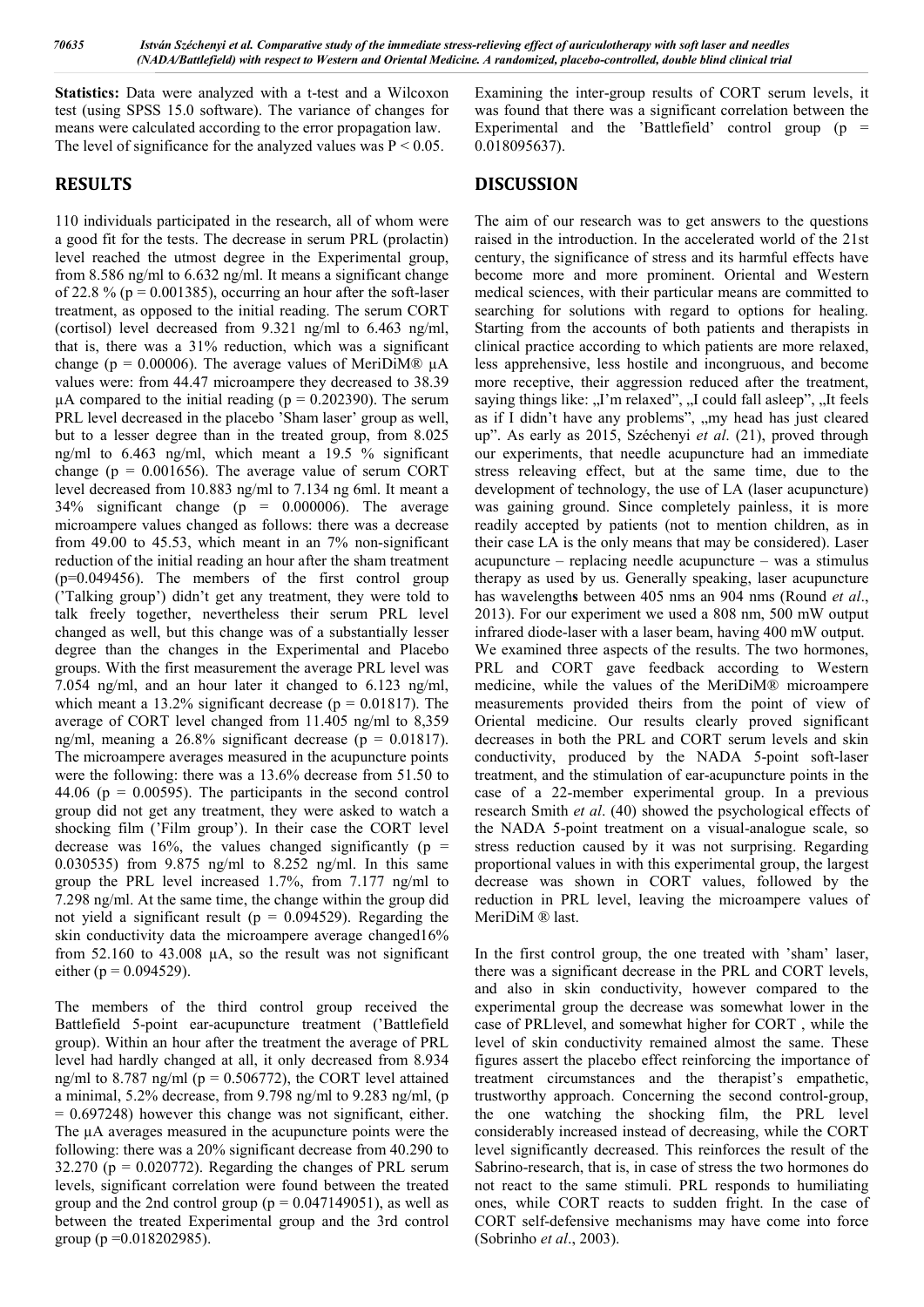**Statistics:** Data were analyzed with a t-test and a Wilcoxon test (using SPSS 15.0 software). The variance of changes for means were calculated according to the error propagation law. The level of significance for the analyzed values was $P < 0.05$.

## RESULTS

110 individuals participated in the research, all of whom were a good fit for the tests. The decrease in serum PRL (prolactin) level reached the utmost degree in the Experimental group, from 8.586 ng/ml to 6.632 ng/ml. It means a significant change of 22.8 % ($p = 0.001385$), occurring an hour after the soft-laser treatment, as opposed to the initial reading. The serum CORT (cortisol) level decreased from 9.321 ng/ml to 6.463 ng/ml, that is, there was a 31% reduction, which was a significant change ($p = 0.00006$). The average values of MeriDiM® μA values were: from 44.47 microampere they decreased to 38.39 μA compared to the initial reading ($p = 0.202390$). The serum PRL level decreased in the placebo 'Sham laser' group as well, but to a lesser degree than in the treated group, from 8.025 ng/ml to 6.463 ng/ml, which meant a 19.5 % significant change ($p = 0.001656$). The average value of serum CORT level decreased from 10.883 ng/ml to 7.134 ng 6ml. It meant a 34% significant change ($p = 0.000006$). The average microampere values changed as follows: there was a decrease from 49.00 to 45.53, which meant in an 7% non-significant reduction of the initial reading an hour after the sham treatment ($p=0.049456$). The members of the first control group ('Talking group') didn't get any treatment, they were told to talk freely together, nevertheless their serum PRL level changed as well, but this change was of a substantially lesser degree than the changes in the Experimental and Placebo groups. With the first measurement the average PRL level was 7.054 ng/ml, and an hour later it changed to 6.123 ng/ml, which meant a 13.2% significant decrease ($p = 0.01817$). The average of CORT level changed from 11.405 ng/ml to 8,359 ng/ml, meaning a 26.8% significant decrease ($p = 0.01817$). The microampere averages measured in the acupuncture points were the following: there was a 13.6% decrease from 51.50 to 44.06 ($p = 0.00595$). The participants in the second control group did not get any treatment, they were asked to watch a shocking film ('Film group'). In their case the CORT level decrease was 16%, the values changed significantly ($p = 0.030535$) from 9.875 ng/ml to 8.252 ng/ml. In this same group the PRL level increased 1.7%, from 7.177 ng/ml to 7.298 ng/ml. At the same time, the change within the group did not yield a significant result ($p = 0.094529$). Regarding the skin conductivity data the microampere average changed16% from 52.160 to 43.008 μA, so the result was not significant either ($p = 0.094529$).

The members of the third control group received the Battlefield 5-point ear-acupuncture treatment ('Battlefield group). Within an hour after the treatment the average of PRL level had hardly changed at all, it only decreased from 8.934 ng/ml to 8.787 ng/ml ($p = 0.506772$), the CORT level attained a minimal, 5.2% decrease, from 9.798 ng/ml to 9.283 ng/ml, ($p = 0.697248$) however this change was not significant, either. The μA averages measured in the acupuncture points were the following: there was a 20% significant decrease from 40.290 to 32.270 ($p = 0.020772$). Regarding the changes of PRL serum levels, significant correlation were found between the treated group and the 2nd control group ($p = 0.047149051$), as well as between the treated Experimental group and the 3rd control group ($p =0.018202985$).

Examining the inter-group results of CORT serum levels, it was found that there was a significant correlation between the Experimental and the 'Battlefield' control group ($p = 0.018095637$).

## DISCUSSION

The aim of our research was to get answers to the questions raised in the introduction. In the accelerated world of the 21st century, the significance of stress and its harmful effects have become more and more prominent. Oriental and Western medical sciences, with their particular means are committed to searching for solutions with regard to options for healing. Starting from the accounts of both patients and therapists in clinical practice according to which patients are more relaxed, less apprehensive, less hostile and incongruous, and become more receptive, their aggression reduced after the treatment, saying things like: „I'm relaxed", „I could fall asleep", „It feels as if I didn't have any problems", „my head has just cleared up". As early as 2015, Széchenyi *et al*. (21), proved through our experiments, that needle acupuncture had an immediate stress releaving effect, but at the same time, due to the development of technology, the use of LA (laser acupuncture) was gaining ground. Since completely painless, it is more readily accepted by patients (not to mention children, as in their case LA is the only means that may be considered). Laser acupuncture – replacing needle acupuncture – was a stimulus therapy as used by us. Generally speaking, laser acupuncture has wavelength**s** between 405 nms an 904 nms (Round *et al*., 2013). For our experiment we used a 808 nm, 500 mW output infrared diode-laser with a laser beam, having 400 mW output. We examined three aspects of the results. The two hormones, PRL and CORT gave feedback according to Western medicine, while the values of the MeriDiM® microampere measurements provided theirs from the point of view of Oriental medicine. Our results clearly proved significant decreases in both the PRL and CORT serum levels and skin conductivity, produced by the NADA 5-point soft-laser treatment, and the stimulation of ear-acupuncture points in the case of a 22-member experimental group. In a previous research Smith *et al*. (40) showed the psychological effects of the NADA 5-point treatment on a visual-analogue scale, so stress reduction caused by it was not surprising. Regarding proportional values in with this experimental group, the largest decrease was shown in CORT values, followed by the reduction in PRL level, leaving the microampere values of MeriDiM ® last.

In the first control group, the one treated with 'sham' laser, there was a significant decrease in the PRL and CORT levels, and also in skin conductivity, however compared to the experimental group the decrease was somewhat lower in the case of PRLlevel, and somewhat higher for CORT , while the level of skin conductivity remained almost the same. These figures assert the placebo effect reinforcing the importance of treatment circumstances and the therapist's empathetic, trustworthy approach. Concerning the second control-group, the one watching the shocking film, the PRL level considerably increased instead of decreasing, while the CORT level significantly decreased. This reinforces the result of the Sabrino-research, that is, in case of stress the two hormones do not react to the same stimuli. PRL responds to humiliating ones, while CORT reacts to sudden fright. In the case of CORT self-defensive mechanisms may have come into force (Sobrinho *et al*., 2003).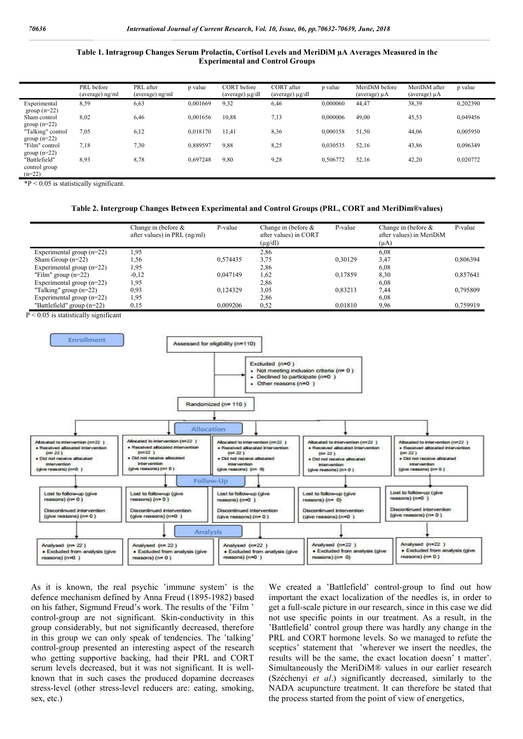**Table 1. Intragroup Changes Serum Prolactin, Cortisol Levels and MeriDiM µA Averages Measured in the Experimental and Control Groups**

| | PRL before (average) ng/ml | PRL after (average) ng/ml | p value | CORT before (average) µg/dl | CORT after (average) µg/dl | p value | MeriDiM before (average) µA | MeriDiM after (average) µA | p value |
|---|---|---|---|---|---|---|---|---|---|
| Experimental group (n=22) | 8,59 | 6,63 | 0,001669 | 9,32 | 6,46 | 0,000060 | 44,47 | 38,39 | 0,202390 |
| Sham control group (n=22) | 8,02 | 6,46 | 0,001656 | 10,88 | 7,13 | 0,000006 | 49,00 | 45,53 | 0,049456 |
| "Talking" control group (n=22) | 7,05 | 6,12 | 0,018170 | 11,41 | 8,36 | 0,000158 | 51,50 | 44,06 | 0,005950 |
| "Film" control group (n=22) | 7,18 | 7,30 | 0,889597 | 9,88 | 8,25 | 0,030535 | 52,16 | 43,86 | 0,096349 |
| "Battlefield" control group (n=22) | 8,93 | 8,78 | 0,697248 | 9,80 | 9,28 | 0,506772 | 52,16 | 42,20 | 0,020772 |

*P < 0.05 is statistically significant.

**Table 2. Intergroup Changes Between Experimental and Control Groups (PRL, CORT and MeriDim®values)**

| | Change in (before & after values) in PRL (ng/ml) | P-value | Change in (before & after values) in CORT (µg/dl) | P-value | Change in (before & after values) in MeriDiM (µA) | P-value |
|---|---|---|---|---|---|---|
| Experimental group (n=22) | 1,95 | | 2,86 | | 6,08 | |
| Sham Group (n=22) | 1,56 | 0,574435 | 3,75 | 0,30129 | 3,47 | 0,806394 |
| Experimental group (n=22) | 1,95 | | 2,86 | | 6,08 | |
| "Film" group (n=22) | -0,12 | 0,047149 | 1,62 | 0,17859 | 8,30 | 0,857641 |
| Experimental group (n=22) | 1,95 | | 2,86 | | 6,08 | |
| "Talking" group (n=22) | 0,93 | 0,124329 | 3,05 | 0,83213 | 7,44 | 0,795809 |
| Experimental group (n=22) | 1,95 | | 2,86 | | 6,08 | |
| "Battlefield" group (n=22) | 0,15 | 0,009206 | 0,52 | 0,01810 | 9,96 | 0,759919 |

P < 0.05 is statistically significant

Enrollment

Assessed for eligibility (n=110)

Excluded (n=0 )
- Not meeting inclusion criteria (n= 0 )
- Declined to participate (n=0 )
- Other reasons (n=0 )

Randomized (n= 110 )

Allocation

Allocated to intervention (n=22 ) • Received allocated intervention (n= 22 ) • Did not receive allocated intervention (give reasons) (n=0 ) — (same for each of the five groups)

Follow-Up

Lost to follow-up (give reasons) (n= 0 ) Discontinued intervention (give reasons) (n= 0 ) — (same for each of the five groups)

Analysis

Analysed (n= 22 ) • Excluded from analysis (give reasons) (n=0 ) — (same for each of the five groups)

As it is known, the real psychic 'immune system' is the defence mechanism defined by Anna Freud (1895-1982) based on his father, Sigmund Freud's work. The results of the 'Film ' control-group are not significant. Skin-conductivity in this group considerably, but not significantly decreased, therefore in this group we can only speak of tendencies. The 'talking' control-group presented an interesting aspect of the research who getting supportive backing, had their PRL and CORT serum levels decreased, but it was not significant. It is well-known that in such cases the produced dopamine decreases stress-level (other stress-level reducers are: eating, smoking, sex, etc.)

We created a 'Battlefield' control-group to find out how important the exact localization of the needles is, in order to get a full-scale picture in our research, since in this case we did not use specific points in our treatment. As a result, in the 'Battlefield' control group there was hardly any change in the PRL and CORT hormone levels. So we managed to refute the sceptics' statement that 'wherever we insert the needles, the results will be the same, the exact location doesn' t matter'. Simultaneously the MeriDiM® values in our earlier research (Széchenyi *et al.*) significantly decreased, similarly to the NADA acupuncture treatment. It can therefore be stated that the process started from the point of view of energetics,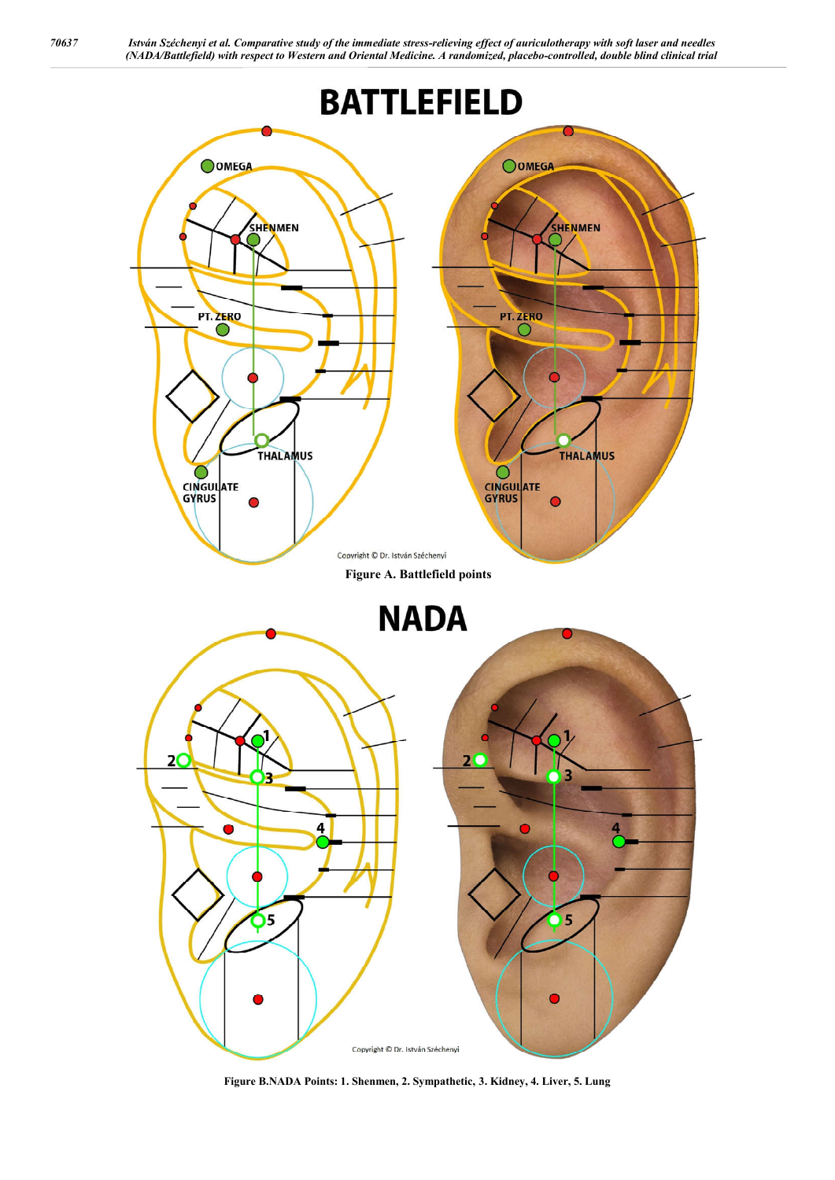BATTLEFIELD

OMEGA
SHENMEN
PT. ZERO
THALAMUS
CINGULATE GYRUS

Copyright © Dr. István Széchenyi

**Figure A. Battlefield points**

NADA

1
2
3
4
5

Copyright © Dr. István Széchenyi

**Figure B.NADA Points: 1. Shenmen, 2. Sympathetic, 3. Kidney, 4. Liver, 5. Lung**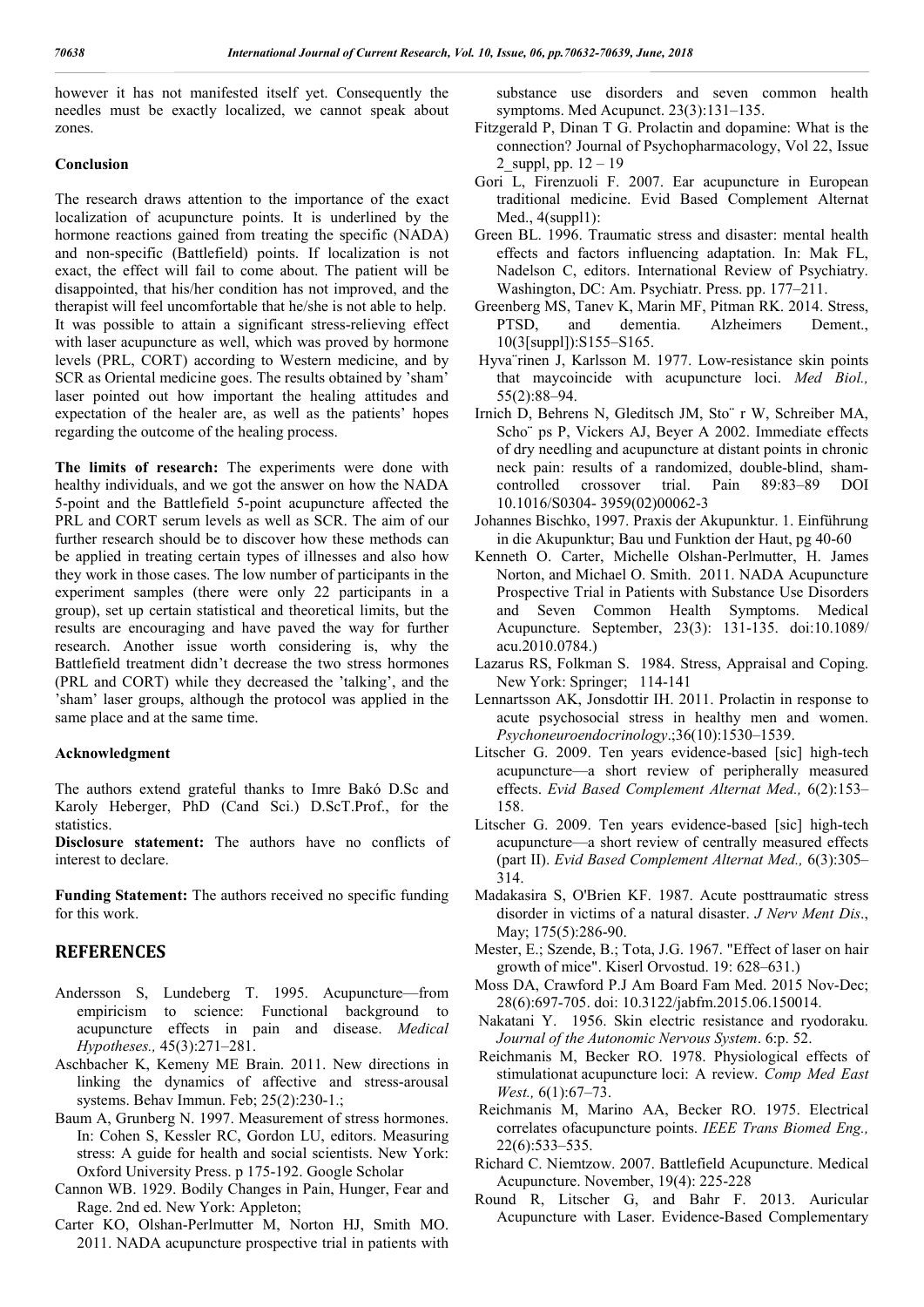however it has not manifested itself yet. Consequently the needles must be exactly localized, we cannot speak about zones.

### Conclusion

The research draws attention to the importance of the exact localization of acupuncture points. It is underlined by the hormone reactions gained from treating the specific (NADA) and non-specific (Battlefield) points. If localization is not exact, the effect will fail to come about. The patient will be disappointed, that his/her condition has not improved, and the therapist will feel uncomfortable that he/she is not able to help. It was possible to attain a significant stress-relieving effect with laser acupuncture as well, which was proved by hormone levels (PRL, CORT) according to Western medicine, and by SCR as Oriental medicine goes. The results obtained by 'sham' laser pointed out how important the healing attitudes and expectation of the healer are, as well as the patients' hopes regarding the outcome of the healing process.

**The limits of research:** The experiments were done with healthy individuals, and we got the answer on how the NADA 5-point and the Battlefield 5-point acupuncture affected the PRL and CORT serum levels as well as SCR. The aim of our further research should be to discover how these methods can be applied in treating certain types of illnesses and also how they work in those cases. The low number of participants in the experiment samples (there were only 22 participants in a group), set up certain statistical and theoretical limits, but the results are encouraging and have paved the way for further research. Another issue worth considering is, why the Battlefield treatment didn't decrease the two stress hormones (PRL and CORT) while they decreased the 'talking', and the 'sham' laser groups, although the protocol was applied in the same place and at the same time.

### Acknowledgment

The authors extend grateful thanks to Imre Bakó D.Sc and Karoly Heberger, PhD (Cand Sci.) D.ScT.Prof., for the statistics.

**Disclosure statement:** The authors have no conflicts of interest to declare.

**Funding Statement:** The authors received no specific funding for this work.

## REFERENCES

- Andersson S, Lundeberg T. 1995. Acupuncture—from empiricism to science: Functional background to acupuncture effects in pain and disease. *Medical Hypotheses.,* 45(3):271–281.
- Aschbacher K, Kemeny ME Brain. 2011. New directions in linking the dynamics of affective and stress-arousal systems. Behav Immun. Feb; 25(2):230-1.;
- Baum A, Grunberg N. 1997. Measurement of stress hormones. In: Cohen S, Kessler RC, Gordon LU, editors. Measuring stress: A guide for health and social scientists. New York: Oxford University Press. p 175-192. Google Scholar
- Cannon WB. 1929. Bodily Changes in Pain, Hunger, Fear and Rage. 2nd ed. New York: Appleton;
- Carter KO, Olshan-Perlmutter M, Norton HJ, Smith MO. 2011. NADA acupuncture prospective trial in patients with substance use disorders and seven common health symptoms. Med Acupunct. 23(3):131–135.
- Fitzgerald P, Dinan T G. Prolactin and dopamine: What is the connection? Journal of Psychopharmacology, Vol 22, Issue 2_suppl, pp. 12 – 19
- Gori L, Firenzuoli F. 2007. Ear acupuncture in European traditional medicine. Evid Based Complement Alternat Med., 4(suppl1):
- Green BL. 1996. Traumatic stress and disaster: mental health effects and factors influencing adaptation. In: Mak FL, Nadelson C, editors. International Review of Psychiatry. Washington, DC: Am. Psychiatr. Press. pp. 177–211.
- Greenberg MS, Tanev K, Marin MF, Pitman RK. 2014. Stress, PTSD, and dementia. Alzheimers Dement., 10(3[suppl]):S155–S165.
- Hyva¨rinen J, Karlsson M. 1977. Low-resistance skin points that maycoincide with acupuncture loci. *Med Biol.,* 55(2):88–94.
- Irnich D, Behrens N, Gleditsch JM, Sto¨ r W, Schreiber MA, Scho¨ ps P, Vickers AJ, Beyer A 2002. Immediate effects of dry needling and acupuncture at distant points in chronic neck pain: results of a randomized, double-blind, sham-controlled crossover trial. Pain 89:83–89 DOI 10.1016/S0304- 3959(02)00062-3
- Johannes Bischko, 1997. Praxis der Akupunktur. 1. Einführung in die Akupunktur; Bau und Funktion der Haut, pg 40-60
- Kenneth O. Carter, Michelle Olshan-Perlmutter, H. James Norton, and Michael O. Smith. 2011. NADA Acupuncture Prospective Trial in Patients with Substance Use Disorders and Seven Common Health Symptoms. Medical Acupuncture. September, 23(3): 131-135. doi:10.1089/ acu.2010.0784.)
- Lazarus RS, Folkman S. 1984. Stress, Appraisal and Coping. New York: Springer; 114-141
- Lennartsson AK, Jonsdottir IH. 2011. Prolactin in response to acute psychosocial stress in healthy men and women. *Psychoneuroendocrinology*.;36(10):1530–1539.
- Litscher G. 2009. Ten years evidence-based [sic] high-tech acupuncture—a short review of peripherally measured effects. *Evid Based Complement Alternat Med.,* 6(2):153–158.
- Litscher G. 2009. Ten years evidence-based [sic] high-tech acupuncture—a short review of centrally measured effects (part II). *Evid Based Complement Alternat Med.,* 6(3):305–314.
- Madakasira S, O'Brien KF. 1987. Acute posttraumatic stress disorder in victims of a natural disaster. *J Nerv Ment Dis*., May; 175(5):286-90.
- Mester, E.; Szende, B.; Tota, J.G. 1967. "Effect of laser on hair growth of mice". Kiserl Orvostud. 19: 628–631.)
- Moss DA, Crawford P.J Am Board Fam Med. 2015 Nov-Dec; 28(6):697-705. doi: 10.3122/jabfm.2015.06.150014.
- Nakatani Y. 1956. Skin electric resistance and ryodoraku. *Journal of the Autonomic Nervous System*. 6:p. 52.
- Reichmanis M, Becker RO. 1978. Physiological effects of stimulationat acupuncture loci: A review. *Comp Med East West.,* 6(1):67–73.
- Reichmanis M, Marino AA, Becker RO. 1975. Electrical correlates ofacupuncture points. *IEEE Trans Biomed Eng.,* 22(6):533–535.
- Richard C. Niemtzow. 2007. Battlefield Acupuncture. Medical Acupuncture. November, 19(4): 225-228
- Round R, Litscher G, and Bahr F. 2013. Auricular Acupuncture with Laser. Evidence-Based Complementary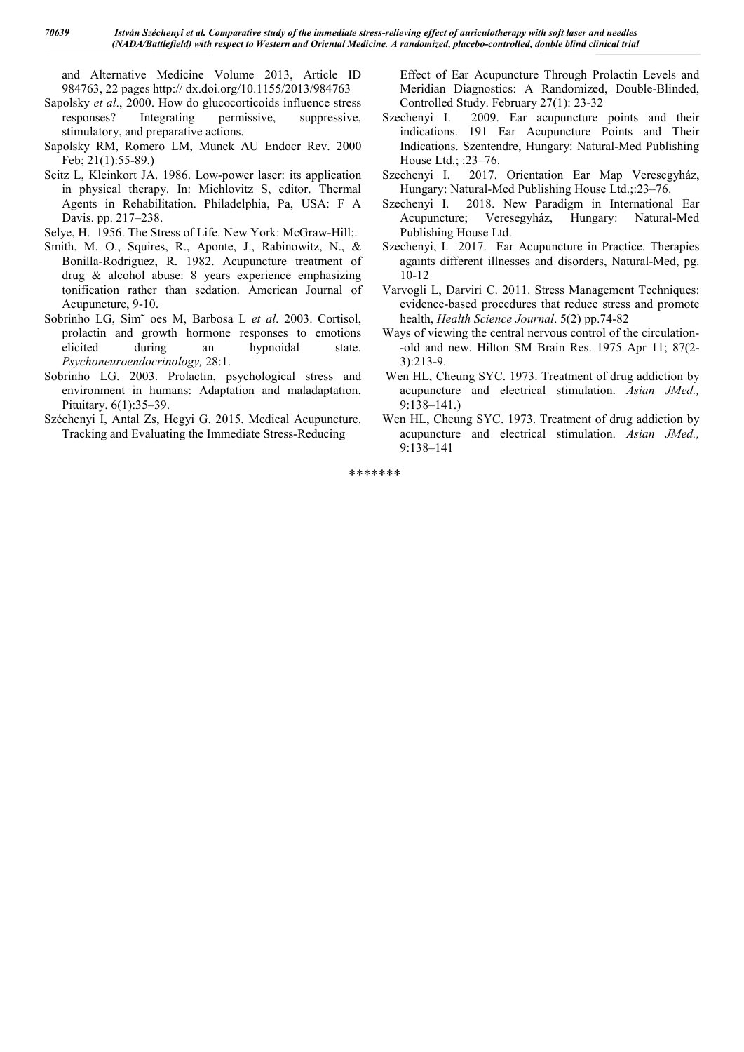and Alternative Medicine Volume 2013, Article ID 984763, 22 pages http:// dx.doi.org/10.1155/2013/984763

Sapolsky *et al*., 2000. How do glucocorticoids influence stress responses? Integrating permissive, suppressive, stimulatory, and preparative actions.

Sapolsky RM, Romero LM, Munck AU Endocr Rev. 2000 Feb; 21(1):55-89.)

Seitz L, Kleinkort JA. 1986. Low-power laser: its application in physical therapy. In: Michlovitz S, editor. Thermal Agents in Rehabilitation. Philadelphia, Pa, USA: F A Davis. pp. 217–238.

Selye, H. 1956. The Stress of Life. New York: McGraw-Hill;.

Smith, M. O., Squires, R., Aponte, J., Rabinowitz, N., & Bonilla-Rodriguez, R. 1982. Acupuncture treatment of drug & alcohol abuse: 8 years experience emphasizing tonification rather than sedation. American Journal of Acupuncture, 9-10.

Sobrinho LG, Sim˜ oes M, Barbosa L *et al*. 2003. Cortisol, prolactin and growth hormone responses to emotions elicited during an hypnoidal state. *Psychoneuroendocrinology,* 28:1.

Sobrinho LG. 2003. Prolactin, psychological stress and environment in humans: Adaptation and maladaptation. Pituitary. 6(1):35–39.

Széchenyi I, Antal Zs, Hegyi G. 2015. Medical Acupuncture. Tracking and Evaluating the Immediate Stress-Reducing Effect of Ear Acupuncture Through Prolactin Levels and Meridian Diagnostics: A Randomized, Double-Blinded, Controlled Study. February 27(1): 23-32

Szechenyi I. 2009. Ear acupuncture points and their indications. 191 Ear Acupuncture Points and Their Indications. Szentendre, Hungary: Natural-Med Publishing House Ltd.; :23–76.

Szechenyi I. 2017. Orientation Ear Map Veresegyház, Hungary: Natural-Med Publishing House Ltd.;:23–76.

Szechenyi I. 2018. New Paradigm in International Ear Acupuncture; Veresegyház, Hungary: Natural-Med Publishing House Ltd.

Szechenyi, I. 2017. Ear Acupuncture in Practice. Therapies againts different illnesses and disorders, Natural-Med, pg. 10-12

Varvogli L, Darviri C. 2011. Stress Management Techniques: evidence-based procedures that reduce stress and promote health, *Health Science Journal*. 5(2) pp.74-82

Ways of viewing the central nervous control of the circulation--old and new. Hilton SM Brain Res. 1975 Apr 11; 87(2-3):213-9.

Wen HL, Cheung SYC. 1973. Treatment of drug addiction by acupuncture and electrical stimulation. *Asian JMed.,* 9:138–141.)

Wen HL, Cheung SYC. 1973. Treatment of drug addiction by acupuncture and electrical stimulation. *Asian JMed.,* 9:138–141

\*\*\*\*\*\*\*